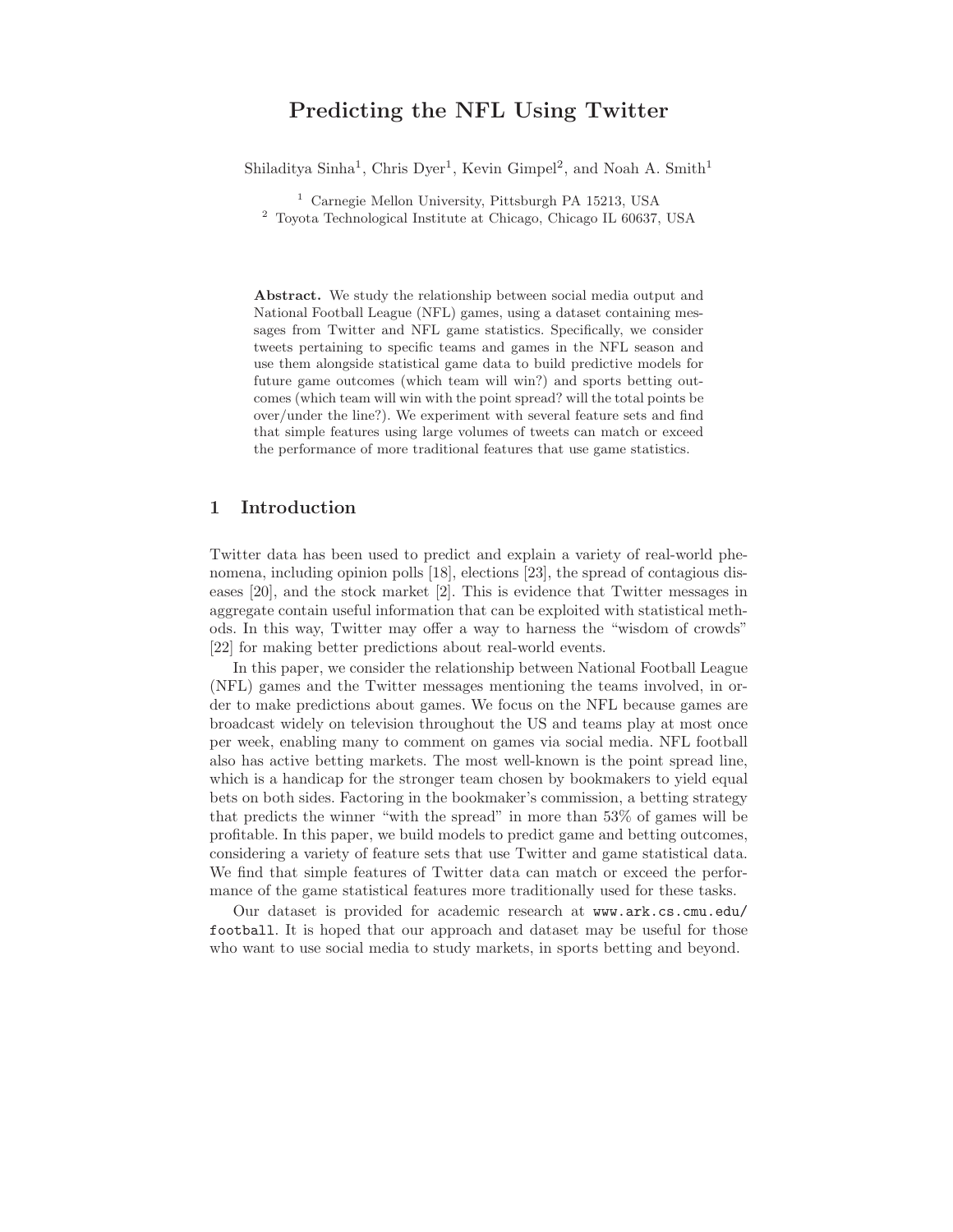# Predicting the NFL Using Twitter

Shiladitya Sinha[1], Chris Dyer[1], Kevin Gimpel[2], and Noah A. Smith[1]

[1] Carnegie Mellon University, Pittsburgh PA 15213, USA
[2] Toyota Technological Institute at Chicago, Chicago IL 60637, USA

**Abstract.** We study the relationship between social media output and National Football League (NFL) games, using a dataset containing messages from Twitter and NFL game statistics. Specifically, we consider tweets pertaining to specific teams and games in the NFL season and use them alongside statistical game data to build predictive models for future game outcomes (which team will win?) and sports betting outcomes (which team will win with the point spread? will the total points be over/under the line?). We experiment with several feature sets and find that simple features using large volumes of tweets can match or exceed the performance of more traditional features that use game statistics.

## 1 Introduction

Twitter data has been used to predict and explain a variety of real-world phenomena, including opinion polls [18], elections [23], the spread of contagious diseases [20], and the stock market [2]. This is evidence that Twitter messages in aggregate contain useful information that can be exploited with statistical methods. In this way, Twitter may offer a way to harness the "wisdom of crowds" [22] for making better predictions about real-world events.

In this paper, we consider the relationship between National Football League (NFL) games and the Twitter messages mentioning the teams involved, in order to make predictions about games. We focus on the NFL because games are broadcast widely on television throughout the US and teams play at most once per week, enabling many to comment on games via social media. NFL football also has active betting markets. The most well-known is the point spread line, which is a handicap for the stronger team chosen by bookmakers to yield equal bets on both sides. Factoring in the bookmaker's commission, a betting strategy that predicts the winner "with the spread" in more than 53% of games will be profitable. In this paper, we build models to predict game and betting outcomes, considering a variety of feature sets that use Twitter and game statistical data. We find that simple features of Twitter data can match or exceed the performance of the game statistical features more traditionally used for these tasks.

Our dataset is provided for academic research at `www.ark.cs.cmu.edu/football`. It is hoped that our approach and dataset may be useful for those who want to use social media to study markets, in sports betting and beyond.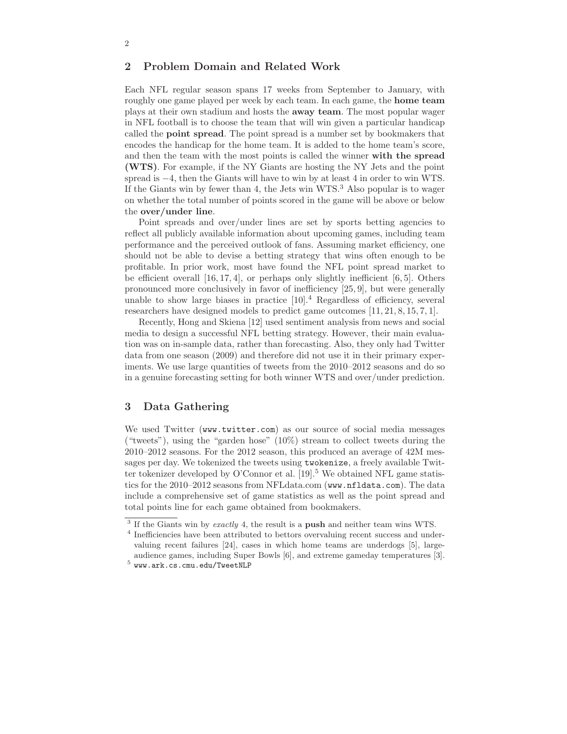## 2 Problem Domain and Related Work

Each NFL regular season spans 17 weeks from September to January, with roughly one game played per week by each team. In each game, the **home team** plays at their own stadium and hosts the **away team**. The most popular wager in NFL football is to choose the team that will win given a particular handicap called the **point spread**. The point spread is a number set by bookmakers that encodes the handicap for the home team. It is added to the home team's score, and then the team with the most points is called the winner **with the spread (WTS)**. For example, if the NY Giants are hosting the NY Jets and the point spread is $-4$, then the Giants will have to win by at least 4 in order to win WTS. If the Giants win by fewer than 4, the Jets win WTS.[3] Also popular is to wager on whether the total number of points scored in the game will be above or below the **over/under line**.

Point spreads and over/under lines are set by sports betting agencies to reflect all publicly available information about upcoming games, including team performance and the perceived outlook of fans. Assuming market efficiency, one should not be able to devise a betting strategy that wins often enough to be profitable. In prior work, most have found the NFL point spread market to be efficient overall [16, 17, 4], or perhaps only slightly inefficient [6, 5]. Others pronounced more conclusively in favor of inefficiency [25, 9], but were generally unable to show large biases in practice [10].[4] Regardless of efficiency, several researchers have designed models to predict game outcomes [11, 21, 8, 15, 7, 1].

Recently, Hong and Skiena [12] used sentiment analysis from news and social media to design a successful NFL betting strategy. However, their main evaluation was on in-sample data, rather than forecasting. Also, they only had Twitter data from one season (2009) and therefore did not use it in their primary experiments. We use large quantities of tweets from the 2010–2012 seasons and do so in a genuine forecasting setting for both winner WTS and over/under prediction.

## 3 Data Gathering

We used Twitter (`www.twitter.com`) as our source of social media messages ("tweets"), using the "garden hose" (10%) stream to collect tweets during the 2010–2012 seasons. For the 2012 season, this produced an average of 42M messages per day. We tokenized the tweets using `twokenize`, a freely available Twitter tokenizer developed by O'Connor et al. [19].[5] We obtained NFL game statistics for the 2010–2012 seasons from NFLdata.com (`www.nfldata.com`). The data include a comprehensive set of game statistics as well as the point spread and total points line for each game obtained from bookmakers.

---

[3] If the Giants win by *exactly* 4, the result is a **push** and neither team wins WTS.

[4] Inefficiencies have been attributed to bettors overvaluing recent success and undervaluing recent failures [24], cases in which home teams are underdogs [5], large-audience games, including Super Bowls [6], and extreme gameday temperatures [3].

[5] `www.ark.cs.cmu.edu/TweetNLP`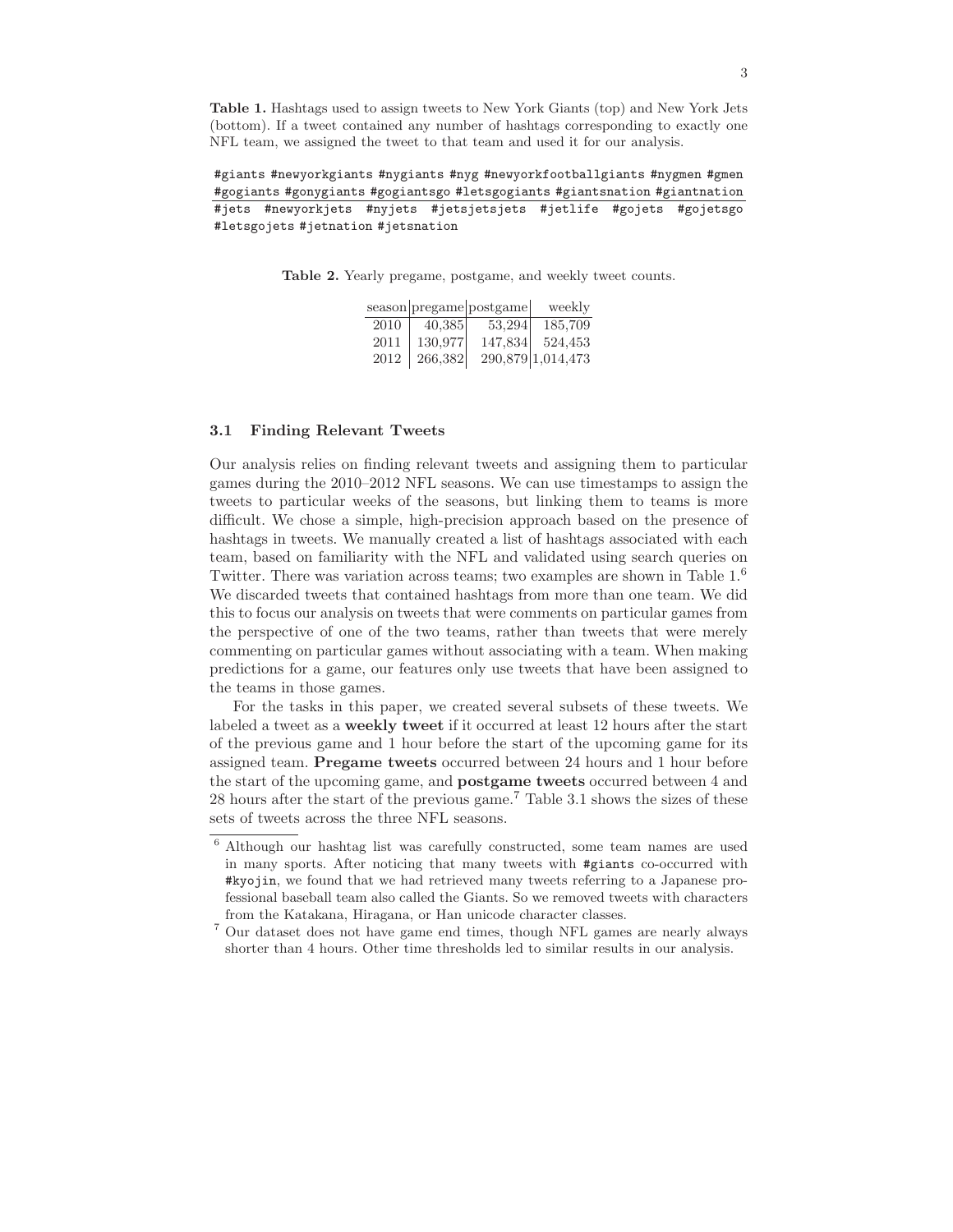**Table 1.** Hashtags used to assign tweets to New York Giants (top) and New York Jets (bottom). If a tweet contained any number of hashtags corresponding to exactly one NFL team, we assigned the tweet to that team and used it for our analysis.

| |
|---|
| `#giants #newyorkgiants #nygiants #nyg #newyorkfootballgiants #nygmen #gmen #gogiants #gonygiants #gogiantsgo #letsgogiants #giantsnation #giantnation` |
| `#jets #newyorkjets #nyjets #jetsjetsjets #jetlife #gojets #gojetsgo #letsgojets #jetnation #jetsnation` |

**Table 2.** Yearly pregame, postgame, and weekly tweet counts.

| season | pregame | postgame | weekly |
|---|---|---|---|
| 2010 | 40,385 | 53,294 | 185,709 |
| 2011 | 130,977 | 147,834 | 524,453 |
| 2012 | 266,382 | 290,879 | 1,014,473 |

### 3.1 Finding Relevant Tweets

Our analysis relies on finding relevant tweets and assigning them to particular games during the 2010–2012 NFL seasons. We can use timestamps to assign the tweets to particular weeks of the seasons, but linking them to teams is more difficult. We chose a simple, high-precision approach based on the presence of hashtags in tweets. We manually created a list of hashtags associated with each team, based on familiarity with the NFL and validated using search queries on Twitter. There was variation across teams; two examples are shown in Table 1.[6] We discarded tweets that contained hashtags from more than one team. We did this to focus our analysis on tweets that were comments on particular games from the perspective of one of the two teams, rather than tweets that were merely commenting on particular games without associating with a team. When making predictions for a game, our features only use tweets that have been assigned to the teams in those games.

For the tasks in this paper, we created several subsets of these tweets. We labeled a tweet as a **weekly tweet** if it occurred at least 12 hours after the start of the previous game and 1 hour before the start of the upcoming game for its assigned team. **Pregame tweets** occurred between 24 hours and 1 hour before the start of the upcoming game, and **postgame tweets** occurred between 4 and 28 hours after the start of the previous game.[7] Table 3.1 shows the sizes of these sets of tweets across the three NFL seasons.

---

[6] Although our hashtag list was carefully constructed, some team names are used in many sports. After noticing that many tweets with `#giants` co-occurred with `#kyojin`, we found that we had retrieved many tweets referring to a Japanese professional baseball team also called the Giants. So we removed tweets with characters from the Katakana, Hiragana, or Han unicode character classes.

[7] Our dataset does not have game end times, though NFL games are nearly always shorter than 4 hours. Other time thresholds led to similar results in our analysis.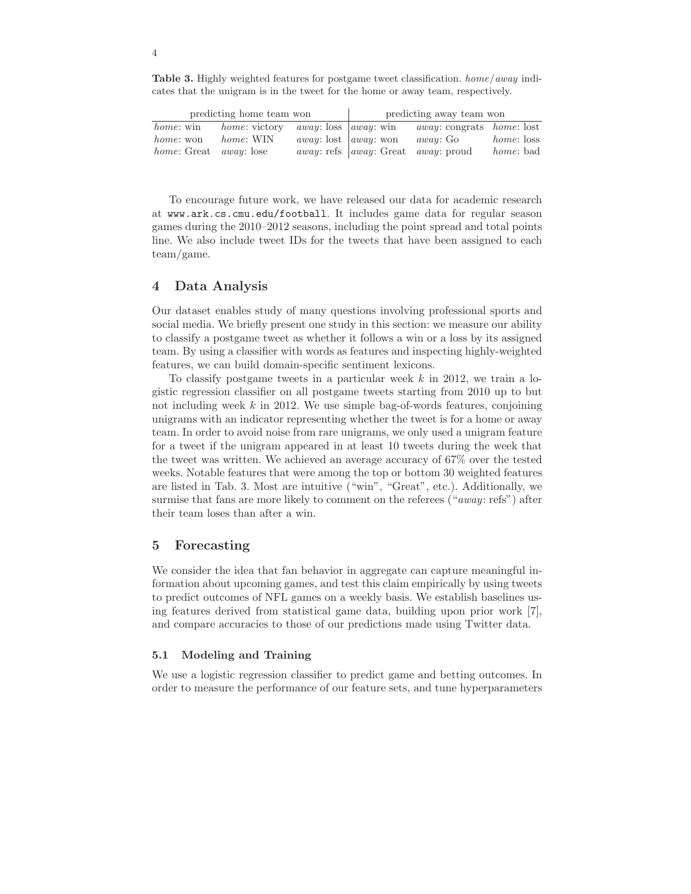**Table 3.** Highly weighted features for postgame tweet classification. *home*/*away* indicates that the unigram is in the tweet for the home or away team, respectively.

| predicting home team won | | | predicting away team won | | |
|---|---|---|---|---|---|
| *home*: win | *home*: victory | *away*: loss | *away*: win | *away*: congrats | *home*: lost |
| *home*: won | *home*: WIN | *away*: lost | *away*: won | *away*: Go | *home*: loss |
| *home*: Great | *away*: lose | *away*: refs | *away*: Great | *away*: proud | *home*: bad |

To encourage future work, we have released our data for academic research at www.ark.cs.cmu.edu/football. It includes game data for regular season games during the 2010–2012 seasons, including the point spread and total points line. We also include tweet IDs for the tweets that have been assigned to each team/game.

## 4 Data Analysis

Our dataset enables study of many questions involving professional sports and social media. We briefly present one study in this section: we measure our ability to classify a postgame tweet as whether it follows a win or a loss by its assigned team. By using a classifier with words as features and inspecting highly-weighted features, we can build domain-specific sentiment lexicons.

To classify postgame tweets in a particular week $k$ in 2012, we train a logistic regression classifier on all postgame tweets starting from 2010 up to but not including week $k$ in 2012. We use simple bag-of-words features, conjoining unigrams with an indicator representing whether the tweet is for a home or away team. In order to avoid noise from rare unigrams, we only used a unigram feature for a tweet if the unigram appeared in at least 10 tweets during the week that the tweet was written. We achieved an average accuracy of 67% over the tested weeks. Notable features that were among the top or bottom 30 weighted features are listed in Tab. 3. Most are intuitive ("win", "Great", etc.). Additionally, we surmise that fans are more likely to comment on the referees ("*away*: refs") after their team loses than after a win.

## 5 Forecasting

We consider the idea that fan behavior in aggregate can capture meaningful information about upcoming games, and test this claim empirically by using tweets to predict outcomes of NFL games on a weekly basis. We establish baselines using features derived from statistical game data, building upon prior work [7], and compare accuracies to those of our predictions made using Twitter data.

### 5.1 Modeling and Training

We use a logistic regression classifier to predict game and betting outcomes. In order to measure the performance of our feature sets, and tune hyperparameters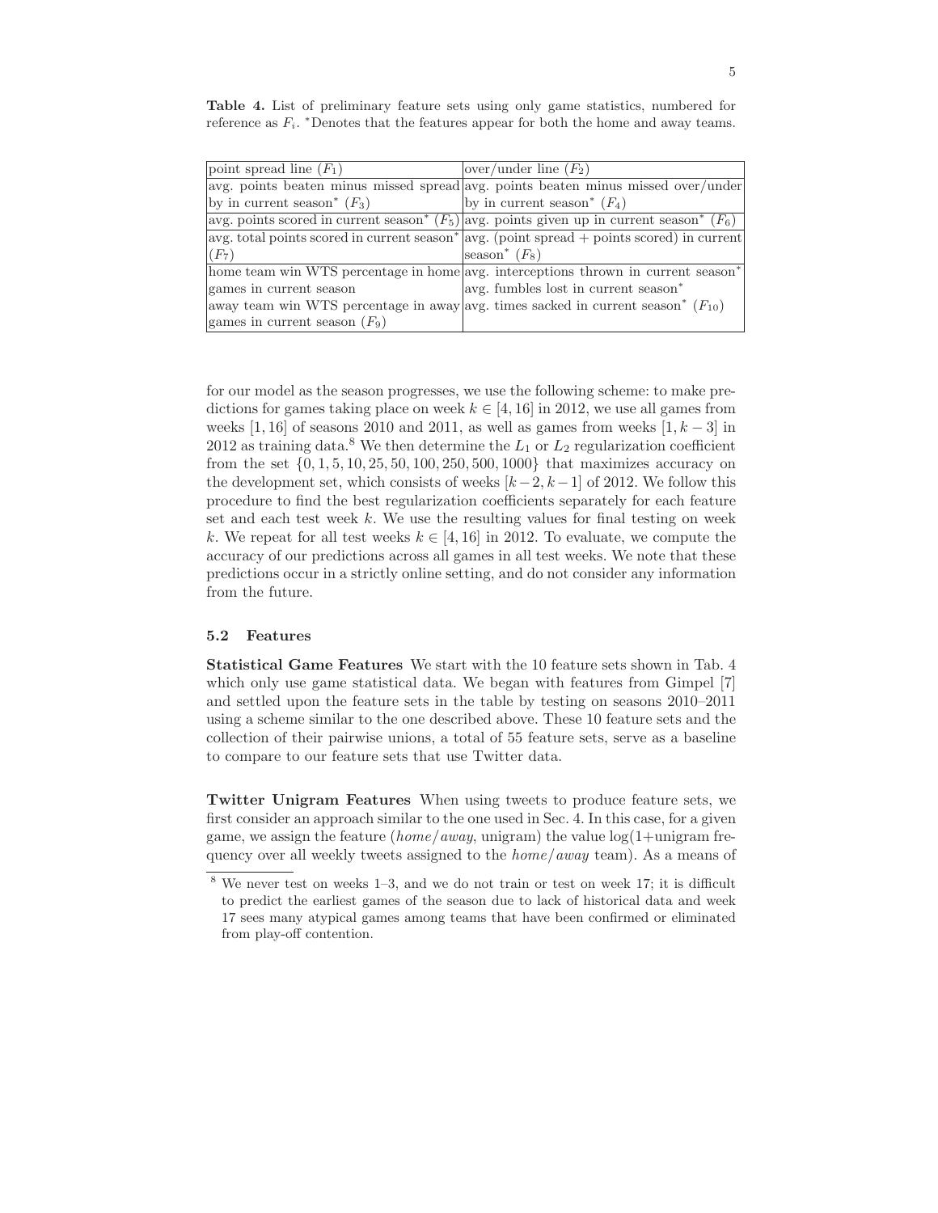**Table 4.** List of preliminary feature sets using only game statistics, numbered for reference as $F_i$. *Denotes that the features appear for both the home and away teams.

| | |
|---|---|
| point spread line ($F_1$) | over/under line ($F_2$) |
| avg. points beaten minus missed spread by in current season* ($F_3$) | avg. points beaten minus missed over/under by in current season* ($F_4$) |
| avg. points scored in current season* ($F_5$) | avg. points given up in current season* ($F_6$) |
| avg. total points scored in current season* ($F_7$) | avg. (point spread + points scored) in current season* ($F_8$) |
| home team win WTS percentage in home games in current season<br>away team win WTS percentage in away games in current season ($F_9$) | avg. interceptions thrown in current season*<br>avg. fumbles lost in current season*<br>avg. times sacked in current season* ($F_{10}$) |

for our model as the season progresses, we use the following scheme: to make predictions for games taking place on week $k \in [4, 16]$ in 2012, we use all games from weeks $[1, 16]$ of seasons 2010 and 2011, as well as games from weeks $[1, k-3]$ in 2012 as training data.[8] We then determine the $L_1$ or $L_2$ regularization coefficient from the set $\{0, 1, 5, 10, 25, 50, 100, 250, 500, 1000\}$ that maximizes accuracy on the development set, which consists of weeks $[k-2, k-1]$ of 2012. We follow this procedure to find the best regularization coefficients separately for each feature set and each test week $k$. We use the resulting values for final testing on week $k$. We repeat for all test weeks $k \in [4, 16]$ in 2012. To evaluate, we compute the accuracy of our predictions across all games in all test weeks. We note that these predictions occur in a strictly online setting, and do not consider any information from the future.

### 5.2 Features

**Statistical Game Features** We start with the 10 feature sets shown in Tab. 4 which only use game statistical data. We began with features from Gimpel [7] and settled upon the feature sets in the table by testing on seasons 2010–2011 using a scheme similar to the one described above. These 10 feature sets and the collection of their pairwise unions, a total of 55 feature sets, serve as a baseline to compare to our feature sets that use Twitter data.

**Twitter Unigram Features** When using tweets to produce feature sets, we first consider an approach similar to the one used in Sec. 4. In this case, for a given game, we assign the feature (*home*/*away*, unigram) the value log(1+unigram frequency over all weekly tweets assigned to the *home*/*away* team). As a means of

[8] We never test on weeks 1–3, and we do not train or test on week 17; it is difficult to predict the earliest games of the season due to lack of historical data and week 17 sees many atypical games among teams that have been confirmed or eliminated from play-off contention.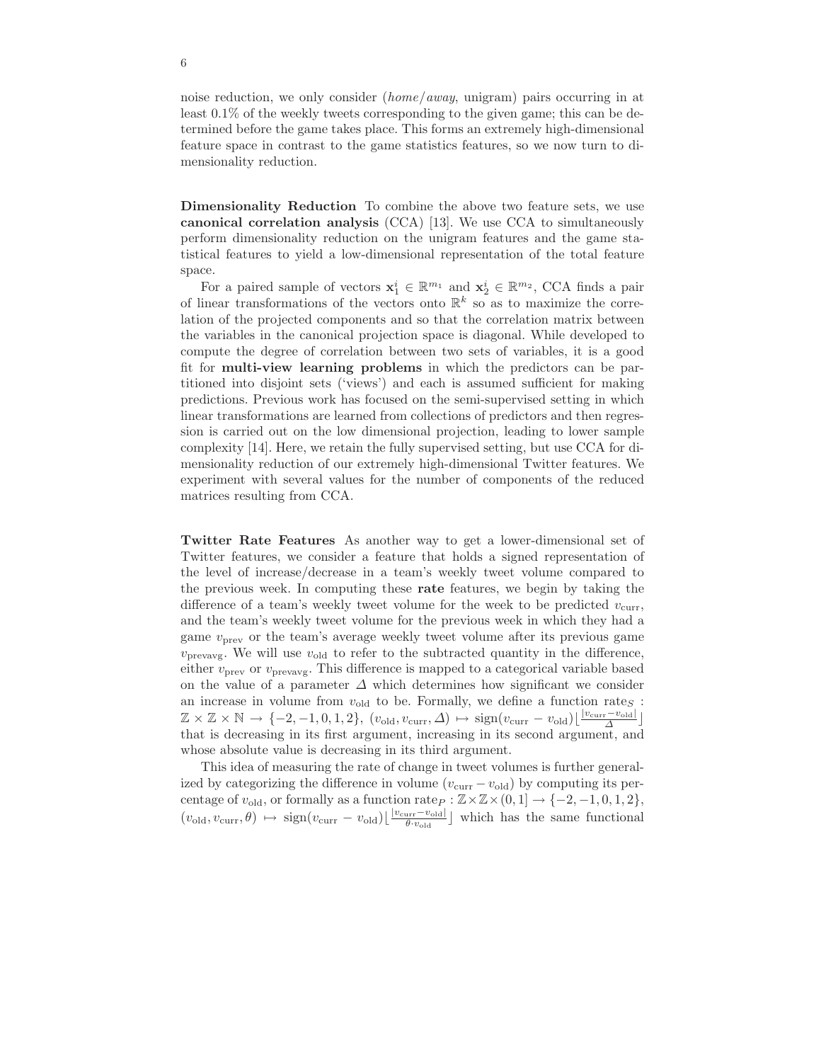noise reduction, we only consider (*home*/*away*, unigram) pairs occurring in at least 0.1% of the weekly tweets corresponding to the given game; this can be determined before the game takes place. This forms an extremely high-dimensional feature space in contrast to the game statistics features, so we now turn to dimensionality reduction.

**Dimensionality Reduction** To combine the above two feature sets, we use **canonical correlation analysis** (CCA) [13]. We use CCA to simultaneously perform dimensionality reduction on the unigram features and the game statistical features to yield a low-dimensional representation of the total feature space.

For a paired sample of vectors $\mathbf{x}_1^i \in \mathbb{R}^{m_1}$ and $\mathbf{x}_2^i \in \mathbb{R}^{m_2}$, CCA finds a pair of linear transformations of the vectors onto $\mathbb{R}^k$ so as to maximize the correlation of the projected components and so that the correlation matrix between the variables in the canonical projection space is diagonal. While developed to compute the degree of correlation between two sets of variables, it is a good fit for **multi-view learning problems** in which the predictors can be partitioned into disjoint sets ('views') and each is assumed sufficient for making predictions. Previous work has focused on the semi-supervised setting in which linear transformations are learned from collections of predictors and then regression is carried out on the low dimensional projection, leading to lower sample complexity [14]. Here, we retain the fully supervised setting, but use CCA for dimensionality reduction of our extremely high-dimensional Twitter features. We experiment with several values for the number of components of the reduced matrices resulting from CCA.

**Twitter Rate Features** As another way to get a lower-dimensional set of Twitter features, we consider a feature that holds a signed representation of the level of increase/decrease in a team's weekly tweet volume compared to the previous week. In computing these **rate** features, we begin by taking the difference of a team's weekly tweet volume for the week to be predicted $v_{\text{curr}}$, and the team's weekly tweet volume for the previous week in which they had a game $v_{\text{prev}}$ or the team's average weekly tweet volume after its previous game $v_{\text{prevavg}}$. We will use $v_{\text{old}}$ to refer to the subtracted quantity in the difference, either $v_{\text{prev}}$ or $v_{\text{prevavg}}$. This difference is mapped to a categorical variable based on the value of a parameter $\Delta$ which determines how significant we consider an increase in volume from $v_{\text{old}}$ to be. Formally, we define a function $\text{rate}_S : \mathbb{Z} \times \mathbb{Z} \times \mathbb{N} \to \{-2, -1, 0, 1, 2\}$, $(v_{\text{old}}, v_{\text{curr}}, \Delta) \mapsto \text{sign}(v_{\text{curr}} - v_{\text{old}}) \lfloor \frac{|v_{\text{curr}} - v_{\text{old}}|}{\Delta} \rfloor$ that is decreasing in its first argument, increasing in its second argument, and whose absolute value is decreasing in its third argument.

This idea of measuring the rate of change in tweet volumes is further generalized by categorizing the difference in volume ($v_{\text{curr}} - v_{\text{old}}$) by computing its percentage of $v_{\text{old}}$, or formally as a function $\text{rate}_P : \mathbb{Z} \times \mathbb{Z} \times (0, 1] \to \{-2, -1, 0, 1, 2\}$, $(v_{\text{old}}, v_{\text{curr}}, \theta) \mapsto \text{sign}(v_{\text{curr}} - v_{\text{old}}) \lfloor \frac{|v_{\text{curr}} - v_{\text{old}}|}{\theta \cdot v_{\text{old}}} \rfloor$ which has the same functional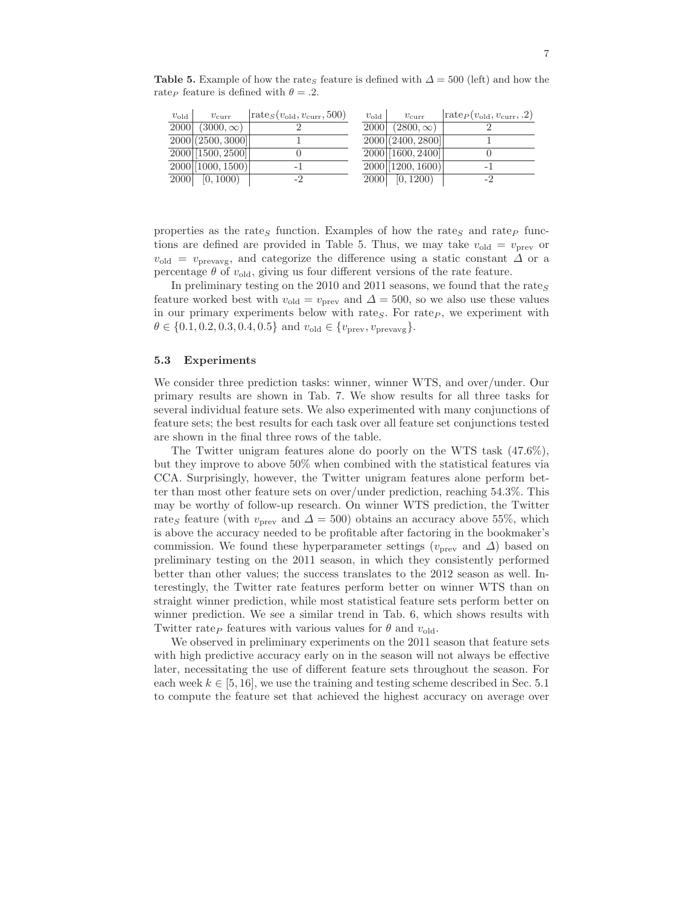**Table 5.** Example of how the $\text{rate}_S$ feature is defined with $\Delta = 500$ (left) and how the $\text{rate}_P$ feature is defined with $\theta = .2$.

| $v_{\text{old}}$ | $v_{\text{curr}}$ | $\text{rate}_S(v_{\text{old}}, v_{\text{curr}}, 500)$ |
|---|---|---|
| 2000 | $(3000, \infty)$ | 2 |
| 2000 | $(2500, 3000]$ | 1 |
| 2000 | $[1500, 2500]$ | 0 |
| 2000 | $[1000, 1500)$ | -1 |
| 2000 | $[0, 1000)$ | -2 |

| $v_{\text{old}}$ | $v_{\text{curr}}$ | $\text{rate}_P(v_{\text{old}}, v_{\text{curr}}, .2)$ |
|---|---|---|
| 2000 | $(2800, \infty)$ | 2 |
| 2000 | $(2400, 2800]$ | 1 |
| 2000 | $[1600, 2400]$ | 0 |
| 2000 | $[1200, 1600)$ | -1 |
| 2000 | $[0, 1200)$ | -2 |

properties as the $\text{rate}_S$ function. Examples of how the $\text{rate}_S$ and $\text{rate}_P$ functions are defined are provided in Table 5. Thus, we may take $v_{\text{old}} = v_{\text{prev}}$ or $v_{\text{old}} = v_{\text{prevavg}}$, and categorize the difference using a static constant $\Delta$ or a percentage $\theta$ of $v_{\text{old}}$, giving us four different versions of the rate feature.

In preliminary testing on the 2010 and 2011 seasons, we found that the $\text{rate}_S$ feature worked best with $v_{\text{old}} = v_{\text{prev}}$ and $\Delta = 500$, so we also use these values in our primary experiments below with $\text{rate}_S$. For $\text{rate}_P$, we experiment with $\theta \in \{0.1, 0.2, 0.3, 0.4, 0.5\}$ and $v_{\text{old}} \in \{v_{\text{prev}}, v_{\text{prevavg}}\}$.

### 5.3 Experiments

We consider three prediction tasks: winner, winner WTS, and over/under. Our primary results are shown in Tab. 7. We show results for all three tasks for several individual feature sets. We also experimented with many conjunctions of feature sets; the best results for each task over all feature set conjunctions tested are shown in the final three rows of the table.

The Twitter unigram features alone do poorly on the WTS task (47.6%), but they improve to above 50% when combined with the statistical features via CCA. Surprisingly, however, the Twitter unigram features alone perform better than most other feature sets on over/under prediction, reaching 54.3%. This may be worthy of follow-up research. On winner WTS prediction, the Twitter $\text{rate}_S$ feature (with $v_{\text{prev}}$ and $\Delta = 500$) obtains an accuracy above 55%, which is above the accuracy needed to be profitable after factoring in the bookmaker's commission. We found these hyperparameter settings ($v_{\text{prev}}$ and $\Delta$) based on preliminary testing on the 2011 season, in which they consistently performed better than other values; the success translates to the 2012 season as well. Interestingly, the Twitter rate features perform better on winner WTS than on straight winner prediction, while most statistical feature sets perform better on winner prediction. We see a similar trend in Tab. 6, which shows results with Twitter $\text{rate}_P$ features with various values for $\theta$ and $v_{\text{old}}$.

We observed in preliminary experiments on the 2011 season that feature sets with high predictive accuracy early on in the season will not always be effective later, necessitating the use of different feature sets throughout the season. For each week $k \in [5, 16]$, we use the training and testing scheme described in Sec. 5.1 to compute the feature set that achieved the highest accuracy on average over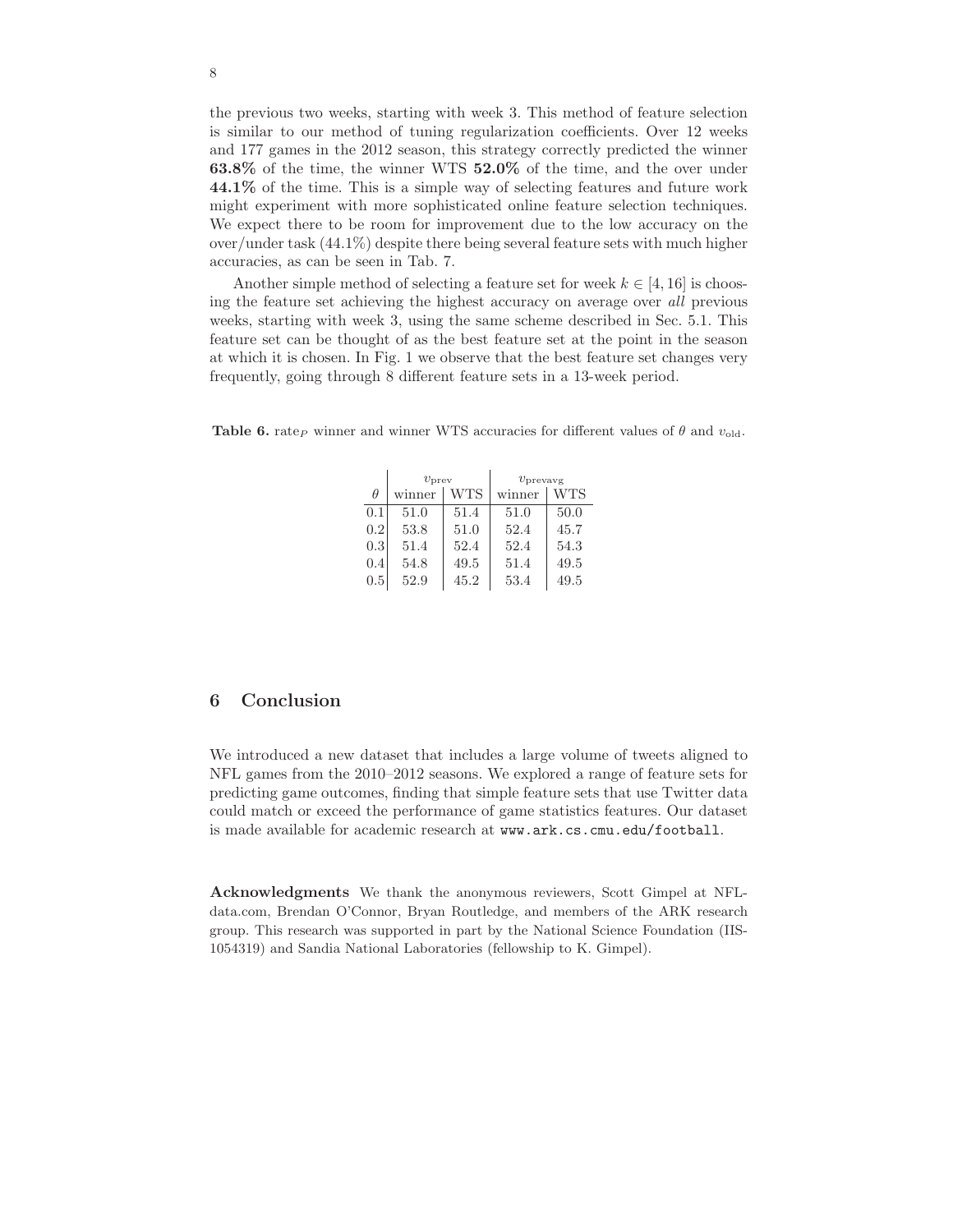the previous two weeks, starting with week 3. This method of feature selection is similar to our method of tuning regularization coefficients. Over 12 weeks and 177 games in the 2012 season, this strategy correctly predicted the winner **63.8%** of the time, the winner WTS **52.0%** of the time, and the over under **44.1%** of the time. This is a simple way of selecting features and future work might experiment with more sophisticated online feature selection techniques. We expect there to be room for improvement due to the low accuracy on the over/under task (44.1%) despite there being several feature sets with much higher accuracies, as can be seen in Tab. 7.

Another simple method of selecting a feature set for week $k \in [4, 16]$ is choosing the feature set achieving the highest accuracy on average over *all* previous weeks, starting with week 3, using the same scheme described in Sec. 5.1. This feature set can be thought of as the best feature set at the point in the season at which it is chosen. In Fig. 1 we observe that the best feature set changes very frequently, going through 8 different feature sets in a 13-week period.

**Table 6.** $\text{rate}_P$ winner and winner WTS accuracies for different values of $\theta$ and $v_{\text{old}}$.

| | $v_{\text{prev}}$ | | $v_{\text{prevavg}}$ | |
|---|---|---|---|---|
| $\theta$ | winner | WTS | winner | WTS |
| 0.1 | 51.0 | 51.4 | 51.0 | 50.0 |
| 0.2 | 53.8 | 51.0 | 52.4 | 45.7 |
| 0.3 | 51.4 | 52.4 | 52.4 | 54.3 |
| 0.4 | 54.8 | 49.5 | 51.4 | 49.5 |
| 0.5 | 52.9 | 45.2 | 53.4 | 49.5 |

## 6 Conclusion

We introduced a new dataset that includes a large volume of tweets aligned to NFL games from the 2010–2012 seasons. We explored a range of feature sets for predicting game outcomes, finding that simple feature sets that use Twitter data could match or exceed the performance of game statistics features. Our dataset is made available for academic research at `www.ark.cs.cmu.edu/football`.

**Acknowledgments** We thank the anonymous reviewers, Scott Gimpel at NFLdata.com, Brendan O'Connor, Bryan Routledge, and members of the ARK research group. This research was supported in part by the National Science Foundation (IIS-1054319) and Sandia National Laboratories (fellowship to K. Gimpel).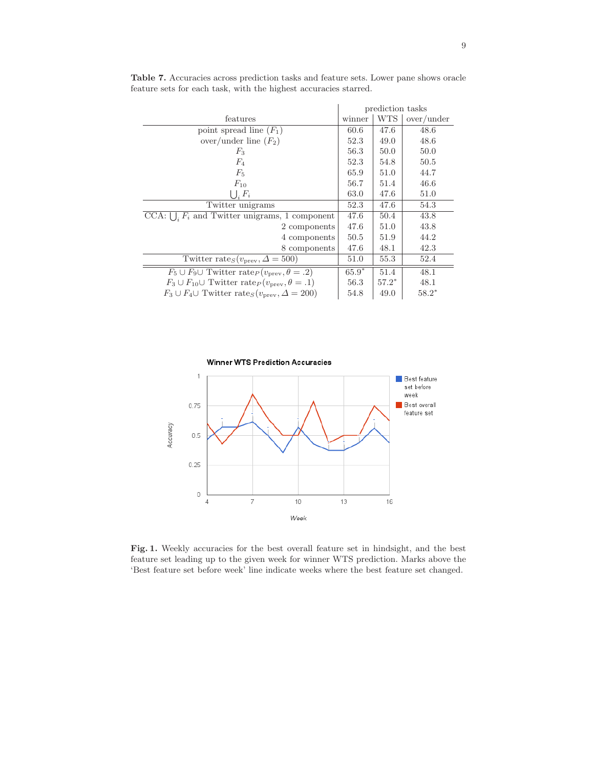**Table 7.** Accuracies across prediction tasks and feature sets. Lower pane shows oracle feature sets for each task, with the highest accuracies starred.

| features | prediction tasks | | |
|---|---|---|---|
| | winner | WTS | over/under |
| point spread line ($F_1$) | 60.6 | 47.6 | 48.6 |
| over/under line ($F_2$) | 52.3 | 49.0 | 48.6 |
| $F_3$ | 56.3 | 50.0 | 50.0 |
| $F_4$ | 52.3 | 54.8 | 50.5 |
| $F_5$ | 65.9 | 51.0 | 44.7 |
| $F_{10}$ | 56.7 | 51.4 | 46.6 |
| $\bigcup_i F_i$ | 63.0 | 47.6 | 51.0 |
| Twitter unigrams | 52.3 | 47.6 | 54.3 |
| CCA: $\bigcup_i F_i$ and Twitter unigrams, 1 component | 47.6 | 50.4 | 43.8 |
| 2 components | 47.6 | 51.0 | 43.8 |
| 4 components | 50.5 | 51.9 | 44.2 |
| 8 components | 47.6 | 48.1 | 42.3 |
| Twitter rates$_S(v_{\text{prev}}, \Delta = 500)$ | 51.0 | 55.3 | 52.4 |
| $F_5 \cup F_9 \cup$ Twitter rate$_P(v_{\text{prev}}, \theta = .2)$ | 65.9* | 51.4 | 48.1 |
| $F_3 \cup F_{10} \cup$ Twitter rate$_P(v_{\text{prev}}, \theta = .1)$ | 56.3 | 57.2* | 48.1 |
| $F_3 \cup F_4 \cup$ Twitter rates$_S(v_{\text{prev}}, \Delta = 200)$ | 54.8 | 49.0 | 58.2* |

**Fig. 1.** Weekly accuracies for the best overall feature set in hindsight, and the best feature set leading up to the given week for winner WTS prediction. Marks above the 'Best feature set before week' line indicate weeks where the best feature set changed.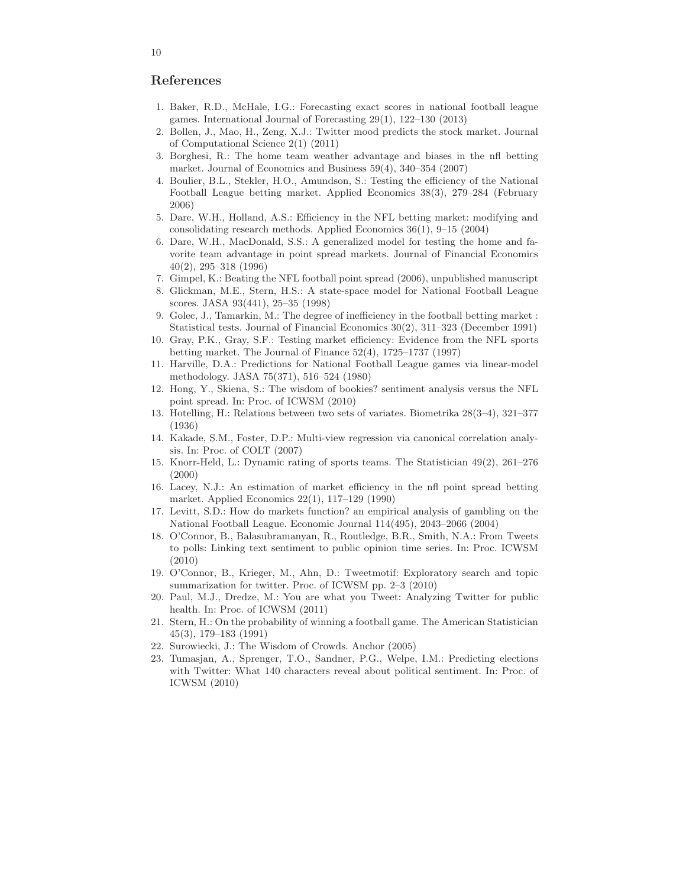## References

1. Baker, R.D., McHale, I.G.: Forecasting exact scores in national football league games. International Journal of Forecasting 29(1), 122–130 (2013)
2. Bollen, J., Mao, H., Zeng, X.J.: Twitter mood predicts the stock market. Journal of Computational Science 2(1) (2011)
3. Borghesi, R.: The home team weather advantage and biases in the nfl betting market. Journal of Economics and Business 59(4), 340–354 (2007)
4. Boulier, B.L., Stekler, H.O., Amundson, S.: Testing the efficiency of the National Football League betting market. Applied Economics 38(3), 279–284 (February 2006)
5. Dare, W.H., Holland, A.S.: Efficiency in the NFL betting market: modifying and consolidating research methods. Applied Economics 36(1), 9–15 (2004)
6. Dare, W.H., MacDonald, S.S.: A generalized model for testing the home and favorite team advantage in point spread markets. Journal of Financial Economics 40(2), 295–318 (1996)
7. Gimpel, K.: Beating the NFL football point spread (2006), unpublished manuscript
8. Glickman, M.E., Stern, H.S.: A state-space model for National Football League scores. JASA 93(441), 25–35 (1998)
9. Golec, J., Tamarkin, M.: The degree of inefficiency in the football betting market : Statistical tests. Journal of Financial Economics 30(2), 311–323 (December 1991)
10. Gray, P.K., Gray, S.F.: Testing market efficiency: Evidence from the NFL sports betting market. The Journal of Finance 52(4), 1725–1737 (1997)
11. Harville, D.A.: Predictions for National Football League games via linear-model methodology. JASA 75(371), 516–524 (1980)
12. Hong, Y., Skiena, S.: The wisdom of bookies? sentiment analysis versus the NFL point spread. In: Proc. of ICWSM (2010)
13. Hotelling, H.: Relations between two sets of variates. Biometrika 28(3–4), 321–377 (1936)
14. Kakade, S.M., Foster, D.P.: Multi-view regression via canonical correlation analysis. In: Proc. of COLT (2007)
15. Knorr-Held, L.: Dynamic rating of sports teams. The Statistician 49(2), 261–276 (2000)
16. Lacey, N.J.: An estimation of market efficiency in the nfl point spread betting market. Applied Economics 22(1), 117–129 (1990)
17. Levitt, S.D.: How do markets function? an empirical analysis of gambling on the National Football League. Economic Journal 114(495), 2043–2066 (2004)
18. O'Connor, B., Balasubramanyan, R., Routledge, B.R., Smith, N.A.: From Tweets to polls: Linking text sentiment to public opinion time series. In: Proc. ICWSM (2010)
19. O'Connor, B., Krieger, M., Ahn, D.: Tweetmotif: Exploratory search and topic summarization for twitter. Proc. of ICWSM pp. 2–3 (2010)
20. Paul, M.J., Dredze, M.: You are what you Tweet: Analyzing Twitter for public health. In: Proc. of ICWSM (2011)
21. Stern, H.: On the probability of winning a football game. The American Statistician 45(3), 179–183 (1991)
22. Surowiecki, J.: The Wisdom of Crowds. Anchor (2005)
23. Tumasjan, A., Sprenger, T.O., Sandner, P.G., Welpe, I.M.: Predicting elections with Twitter: What 140 characters reveal about political sentiment. In: Proc. of ICWSM (2010)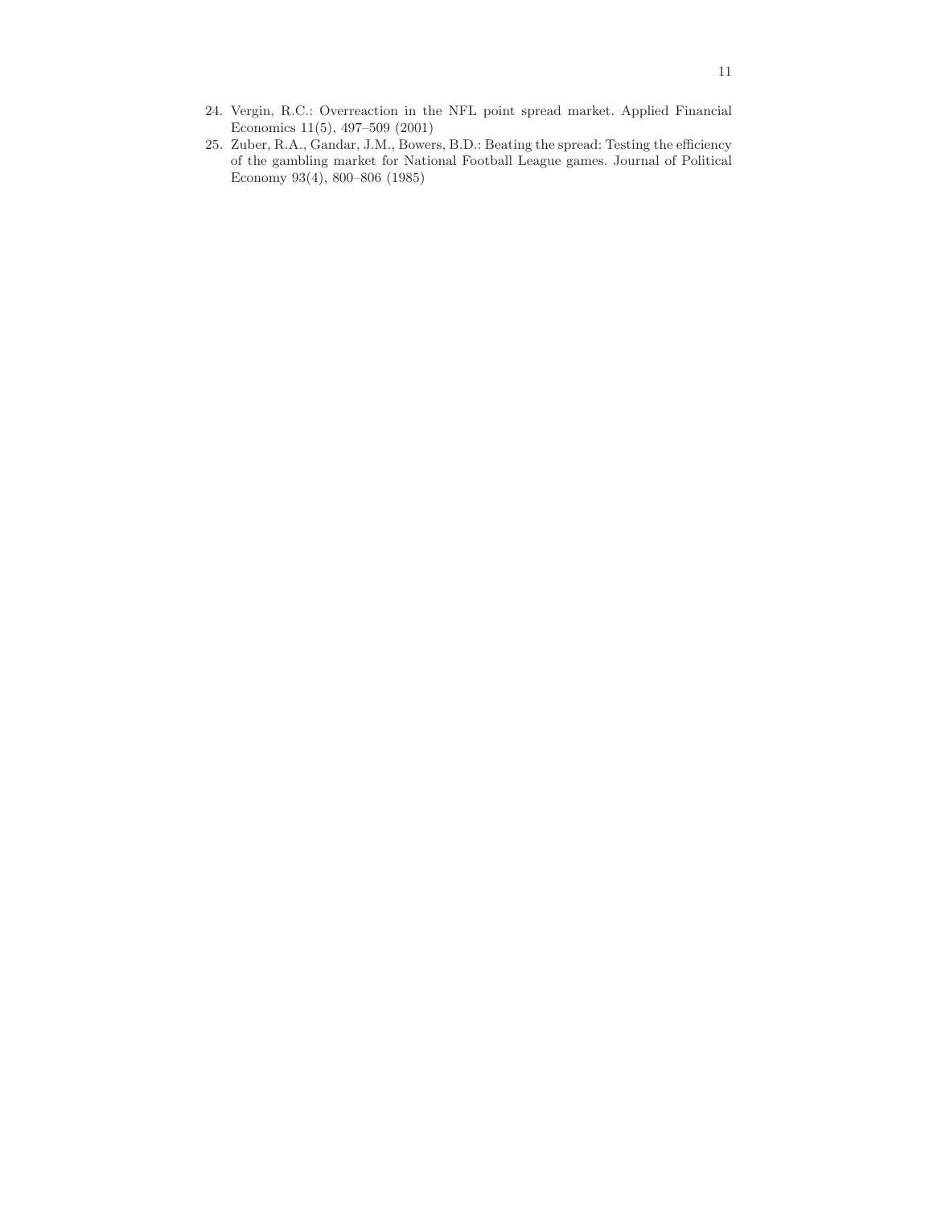24. Vergin, R.C.: Overreaction in the NFL point spread market. Applied Financial Economics 11(5), 497–509 (2001)
25. Zuber, R.A., Gandar, J.M., Bowers, B.D.: Beating the spread: Testing the efficiency of the gambling market for National Football League games. Journal of Political Economy 93(4), 800–806 (1985)